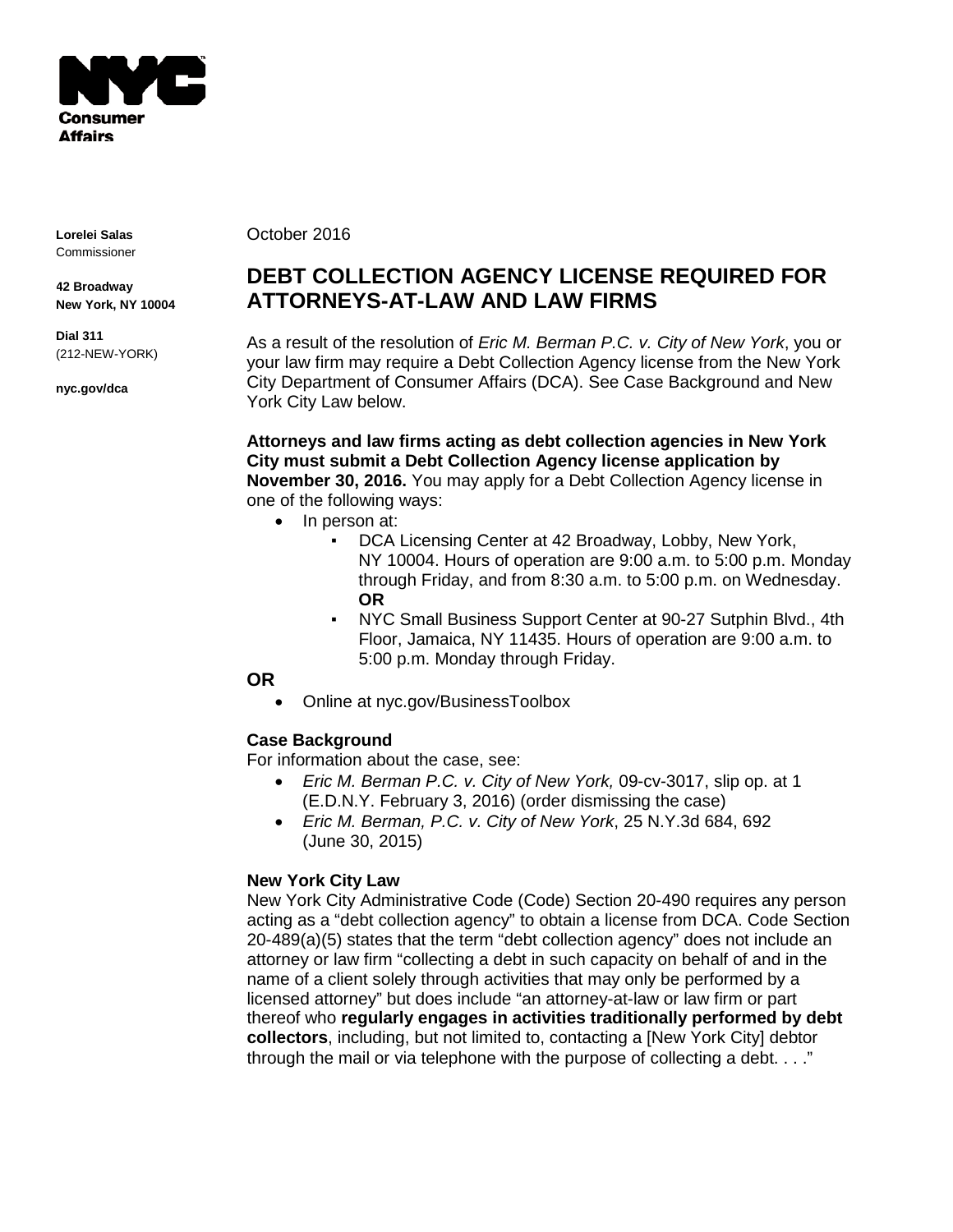**Lorelei Salas**
Commissioner

**42 Broadway**
**New York, NY 10004**

**Dial 311**
(212-NEW-YORK)

**nyc.gov/dca**

October 2016

# DEBT COLLECTION AGENCY LICENSE REQUIRED FOR ATTORNEYS-AT-LAW AND LAW FIRMS

As a result of the resolution of *Eric M. Berman P.C. v. City of New York*, you or your law firm may require a Debt Collection Agency license from the New York City Department of Consumer Affairs (DCA). See Case Background and New York City Law below.

**Attorneys and law firms acting as debt collection agencies in New York City must submit a Debt Collection Agency license application by November 30, 2016.** You may apply for a Debt Collection Agency license in one of the following ways:

- In person at:
  - DCA Licensing Center at 42 Broadway, Lobby, New York, NY 10004. Hours of operation are 9:00 a.m. to 5:00 p.m. Monday through Friday, and from 8:30 a.m. to 5:00 p.m. on Wednesday. **OR**
  - NYC Small Business Support Center at 90-27 Sutphin Blvd., 4th Floor, Jamaica, NY 11435. Hours of operation are 9:00 a.m. to 5:00 p.m. Monday through Friday.

**OR**

- Online at nyc.gov/BusinessToolbox

### Case Background

For information about the case, see:

- *Eric M. Berman P.C. v. City of New York,* 09-cv-3017, slip op. at 1 (E.D.N.Y. February 3, 2016) (order dismissing the case)
- *Eric M. Berman, P.C. v. City of New York*, 25 N.Y.3d 684, 692 (June 30, 2015)

### New York City Law

New York City Administrative Code (Code) Section 20-490 requires any person acting as a "debt collection agency" to obtain a license from DCA. Code Section 20-489(a)(5) states that the term "debt collection agency" does not include an attorney or law firm "collecting a debt in such capacity on behalf of and in the name of a client solely through activities that may only be performed by a licensed attorney" but does include "an attorney-at-law or law firm or part thereof who **regularly engages in activities traditionally performed by debt collectors**, including, but not limited to, contacting a [New York City] debtor through the mail or via telephone with the purpose of collecting a debt. . . ."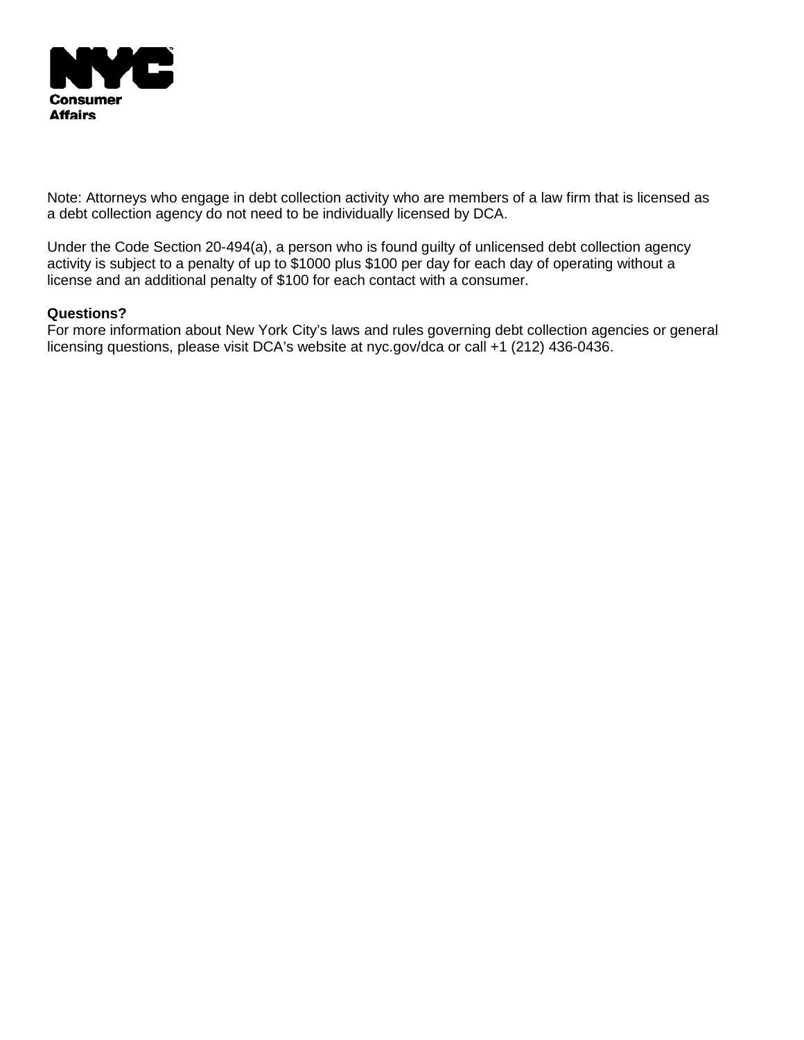NYC Consumer Affairs

Note: Attorneys who engage in debt collection activity who are members of a law firm that is licensed as a debt collection agency do not need to be individually licensed by DCA.

Under the Code Section 20-494(a), a person who is found guilty of unlicensed debt collection agency activity is subject to a penalty of up to $1000 plus $100 per day for each day of operating without a license and an additional penalty of $100 for each contact with a consumer.

**Questions?**
For more information about New York City's laws and rules governing debt collection agencies or general licensing questions, please visit DCA's website at nyc.gov/dca or call +1 (212) 436-0436.